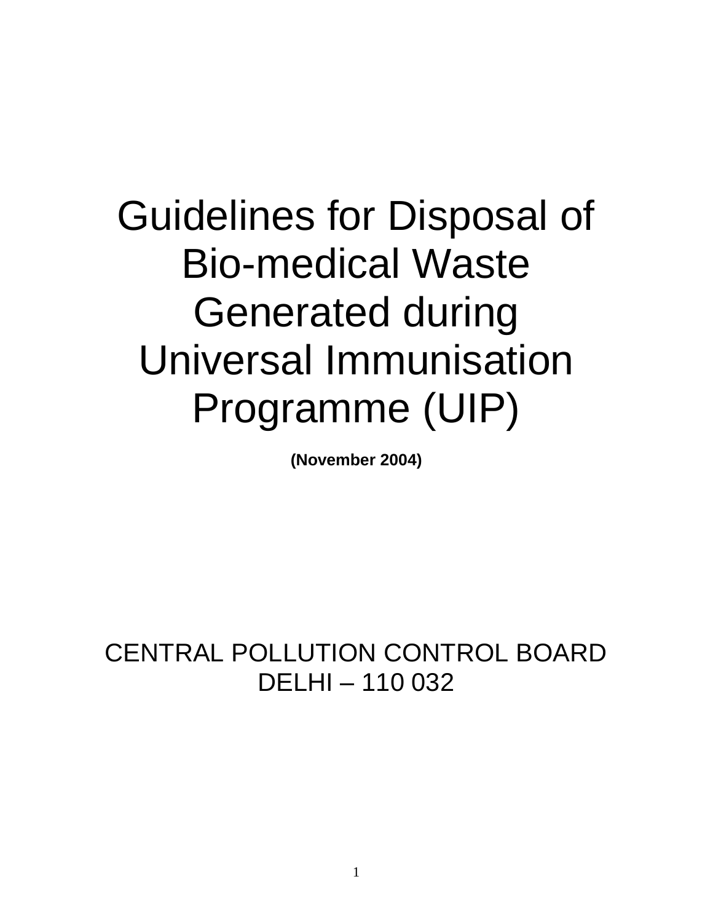# Guidelines for Disposal of Bio-medical Waste Generated during Universal Immunisation Programme (UIP)

**(November 2004)**

CENTRAL POLLUTION CONTROL BOARD
DELHI – 110 032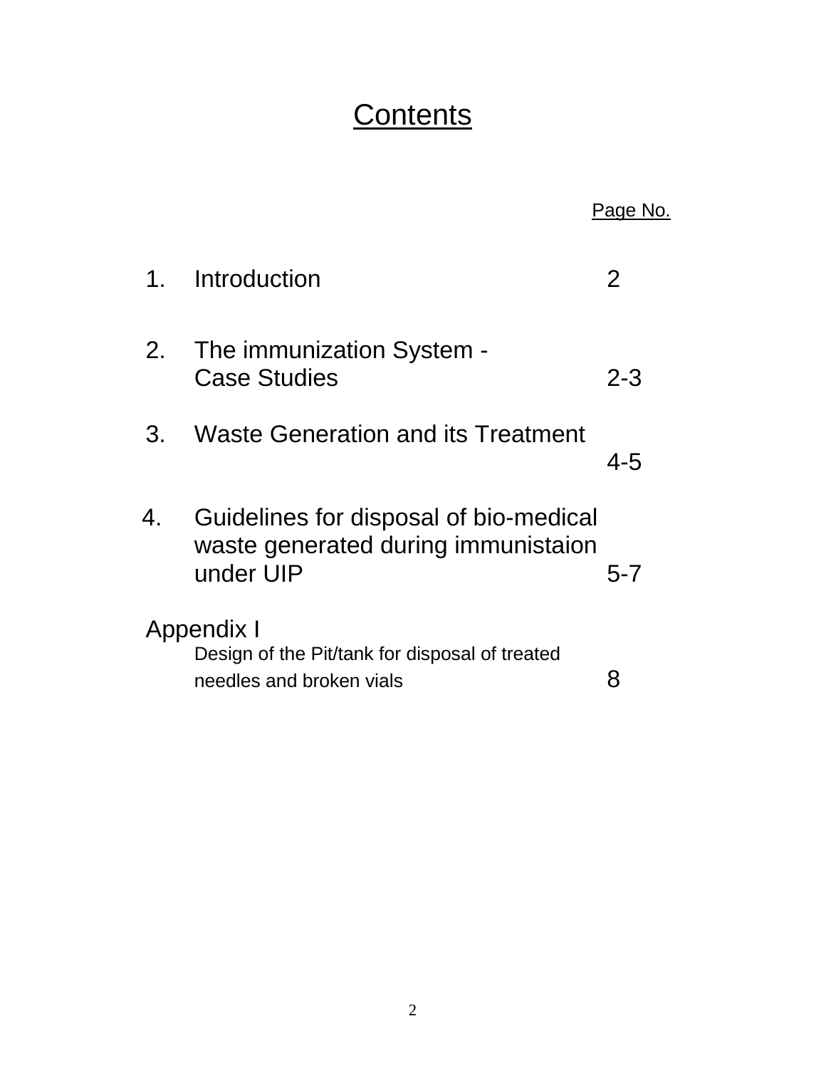# Contents

| | | Page No. |
|---|---|---|
| 1. | Introduction | 2 |
| 2. | The immunization System - Case Studies | 2-3 |
| 3. | Waste Generation and its Treatment | 4-5 |
| 4. | Guidelines for disposal of bio-medical waste generated during immunistaion under UIP | 5-7 |
| Appendix I | Design of the Pit/tank for disposal of treated needles and broken vials | 8 |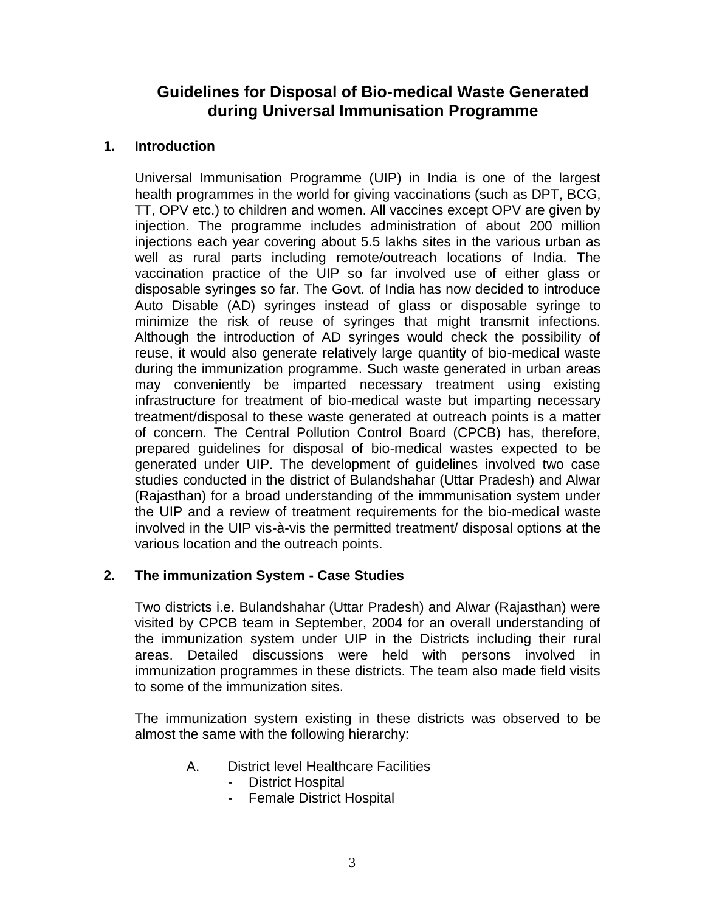# Guidelines for Disposal of Bio-medical Waste Generated during Universal Immunisation Programme

## 1. Introduction

Universal Immunisation Programme (UIP) in India is one of the largest health programmes in the world for giving vaccinations (such as DPT, BCG, TT, OPV etc.) to children and women. All vaccines except OPV are given by injection. The programme includes administration of about 200 million injections each year covering about 5.5 lakhs sites in the various urban as well as rural parts including remote/outreach locations of India. The vaccination practice of the UIP so far involved use of either glass or disposable syringes so far. The Govt. of India has now decided to introduce Auto Disable (AD) syringes instead of glass or disposable syringe to minimize the risk of reuse of syringes that might transmit infections. Although the introduction of AD syringes would check the possibility of reuse, it would also generate relatively large quantity of bio-medical waste during the immunization programme. Such waste generated in urban areas may conveniently be imparted necessary treatment using existing infrastructure for treatment of bio-medical waste but imparting necessary treatment/disposal to these waste generated at outreach points is a matter of concern. The Central Pollution Control Board (CPCB) has, therefore, prepared guidelines for disposal of bio-medical wastes expected to be generated under UIP. The development of guidelines involved two case studies conducted in the district of Bulandshahar (Uttar Pradesh) and Alwar (Rajasthan) for a broad understanding of the immmunisation system under the UIP and a review of treatment requirements for the bio-medical waste involved in the UIP vis-à-vis the permitted treatment/ disposal options at the various location and the outreach points.

## 2. The immunization System - Case Studies

Two districts i.e. Bulandshahar (Uttar Pradesh) and Alwar (Rajasthan) were visited by CPCB team in September, 2004 for an overall understanding of the immunization system under UIP in the Districts including their rural areas. Detailed discussions were held with persons involved in immunization programmes in these districts. The team also made field visits to some of the immunization sites.

The immunization system existing in these districts was observed to be almost the same with the following hierarchy:

A. District level Healthcare Facilities
   - District Hospital
   - Female District Hospital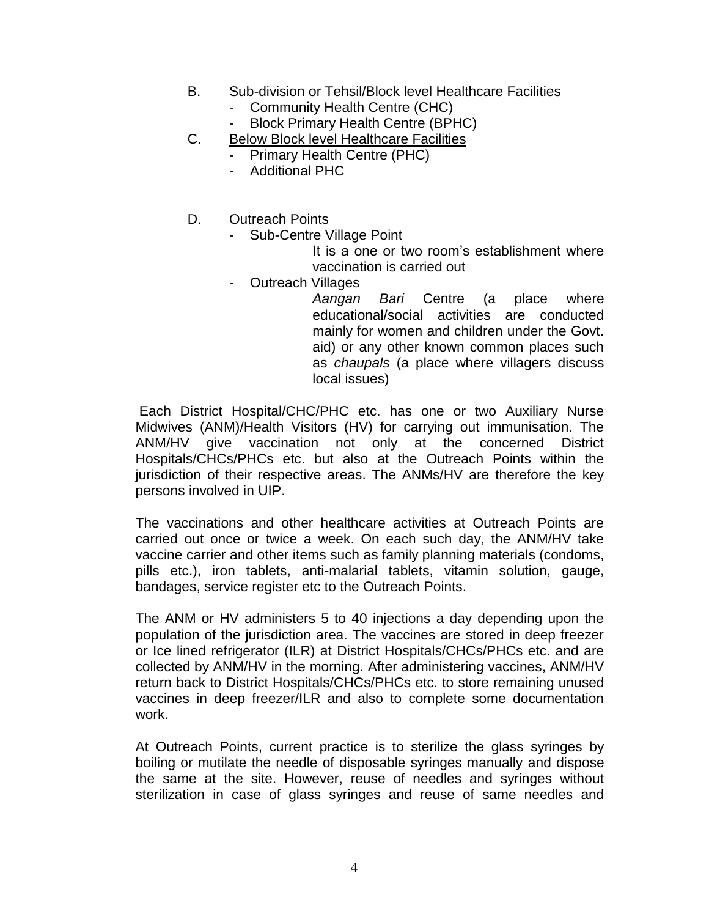B. Sub-division or Tehsil/Block level Healthcare Facilities

- Community Health Centre (CHC)
- Block Primary Health Centre (BPHC)

C. Below Block level Healthcare Facilities

- Primary Health Centre (PHC)
- Additional PHC

D. Outreach Points

- Sub-Centre Village Point

  It is a one or two room's establishment where vaccination is carried out

- Outreach Villages

  *Aangan Bari* Centre (a place where educational/social activities are conducted mainly for women and children under the Govt. aid) or any other known common places such as *chaupals* (a place where villagers discuss local issues)

Each District Hospital/CHC/PHC etc. has one or two Auxiliary Nurse Midwives (ANM)/Health Visitors (HV) for carrying out immunisation. The ANM/HV give vaccination not only at the concerned District Hospitals/CHCs/PHCs etc. but also at the Outreach Points within the jurisdiction of their respective areas. The ANMs/HV are therefore the key persons involved in UIP.

The vaccinations and other healthcare activities at Outreach Points are carried out once or twice a week. On each such day, the ANM/HV take vaccine carrier and other items such as family planning materials (condoms, pills etc.), iron tablets, anti-malarial tablets, vitamin solution, gauge, bandages, service register etc to the Outreach Points.

The ANM or HV administers 5 to 40 injections a day depending upon the population of the jurisdiction area. The vaccines are stored in deep freezer or Ice lined refrigerator (ILR) at District Hospitals/CHCs/PHCs etc. and are collected by ANM/HV in the morning. After administering vaccines, ANM/HV return back to District Hospitals/CHCs/PHCs etc. to store remaining unused vaccines in deep freezer/ILR and also to complete some documentation work.

At Outreach Points, current practice is to sterilize the glass syringes by boiling or mutilate the needle of disposable syringes manually and dispose the same at the site. However, reuse of needles and syringes without sterilization in case of glass syringes and reuse of same needles and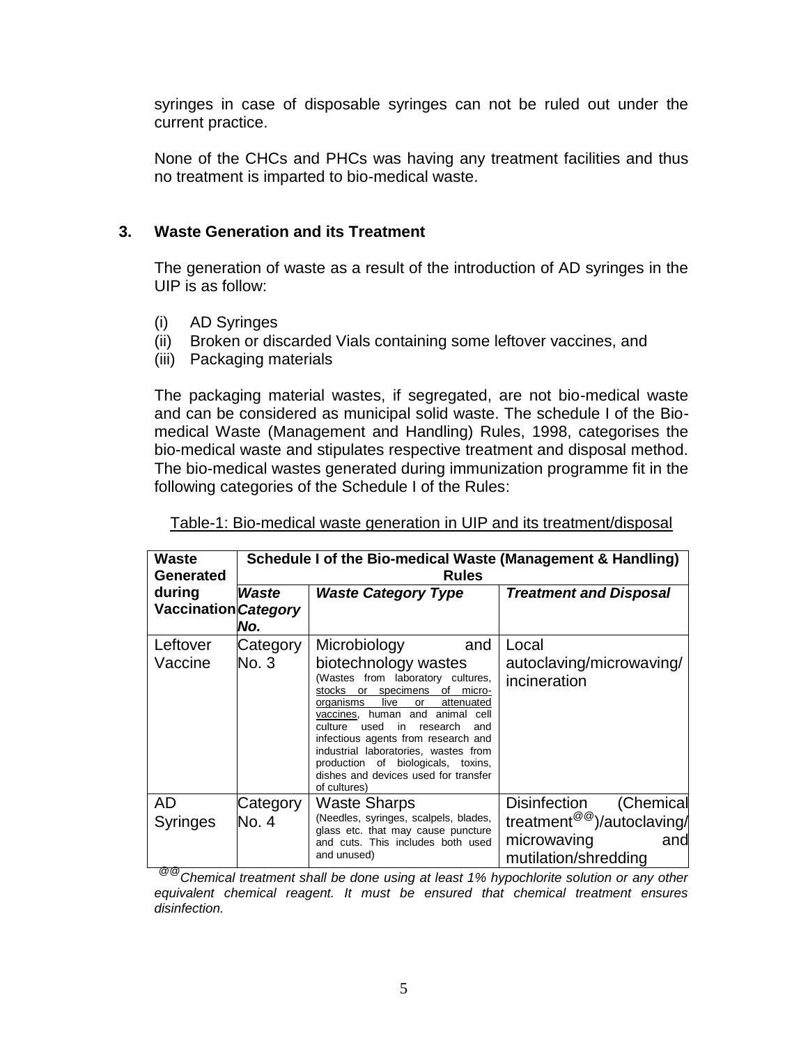syringes in case of disposable syringes can not be ruled out under the current practice.

None of the CHCs and PHCs was having any treatment facilities and thus no treatment is imparted to bio-medical waste.

## 3. Waste Generation and its Treatment

The generation of waste as a result of the introduction of AD syringes in the UIP is as follow:

(i) AD Syringes
(ii) Broken or discarded Vials containing some leftover vaccines, and
(iii) Packaging materials

The packaging material wastes, if segregated, are not bio-medical waste and can be considered as municipal solid waste. The schedule I of the Bio-medical Waste (Management and Handling) Rules, 1998, categorises the bio-medical waste and stipulates respective treatment and disposal method. The bio-medical wastes generated during immunization programme fit in the following categories of the Schedule I of the Rules:

Table-1: Bio-medical waste generation in UIP and its treatment/disposal

| **Waste Generated during Vaccination** | **Schedule I of the Bio-medical Waste (Management & Handling) Rules** | | |
|---|---|---|---|
| | ***Waste Category No.*** | ***Waste Category Type*** | ***Treatment and Disposal*** |
| Leftover Vaccine | Category No. 3 | Microbiology and biotechnology wastes (Wastes from laboratory cultures, stocks or specimens of micro-organisms live or attenuated vaccines, human and animal cell culture used in research and infectious agents from research and industrial laboratories, wastes from production of biologicals, toxins, dishes and devices used for transfer of cultures) | Local autoclaving/microwaving/ incineration |
| AD Syringes | Category No. 4 | Waste Sharps (Needles, syringes, scalpels, blades, glass etc. that may cause puncture and cuts. This includes both used and unused) | Disinfection (Chemical treatment[@@])/autoclaving/ microwaving and mutilation/shredding |

*[@@]Chemical treatment shall be done using at least 1% hypochlorite solution or any other equivalent chemical reagent. It must be ensured that chemical treatment ensures disinfection.*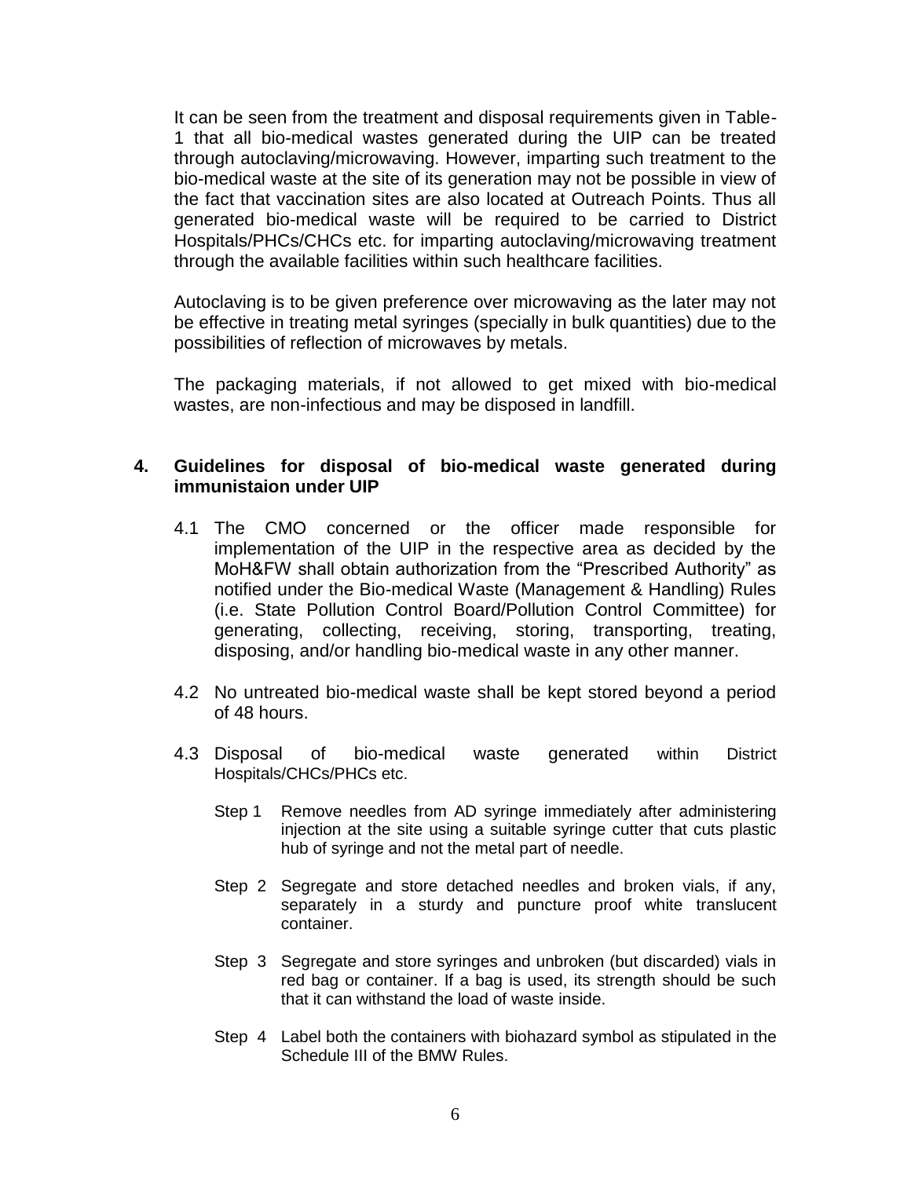It can be seen from the treatment and disposal requirements given in Table-1 that all bio-medical wastes generated during the UIP can be treated through autoclaving/microwaving. However, imparting such treatment to the bio-medical waste at the site of its generation may not be possible in view of the fact that vaccination sites are also located at Outreach Points. Thus all generated bio-medical waste will be required to be carried to District Hospitals/PHCs/CHCs etc. for imparting autoclaving/microwaving treatment through the available facilities within such healthcare facilities.

Autoclaving is to be given preference over microwaving as the later may not be effective in treating metal syringes (specially in bulk quantities) due to the possibilities of reflection of microwaves by metals.

The packaging materials, if not allowed to get mixed with bio-medical wastes, are non-infectious and may be disposed in landfill.

## 4. Guidelines for disposal of bio-medical waste generated during immunistaion under UIP

4.1 The CMO concerned or the officer made responsible for implementation of the UIP in the respective area as decided by the MoH&FW shall obtain authorization from the "Prescribed Authority" as notified under the Bio-medical Waste (Management & Handling) Rules (i.e. State Pollution Control Board/Pollution Control Committee) for generating, collecting, receiving, storing, transporting, treating, disposing, and/or handling bio-medical waste in any other manner.

4.2 No untreated bio-medical waste shall be kept stored beyond a period of 48 hours.

4.3 Disposal of bio-medical waste generated within District Hospitals/CHCs/PHCs etc.

- Step 1 Remove needles from AD syringe immediately after administering injection at the site using a suitable syringe cutter that cuts plastic hub of syringe and not the metal part of needle.
- Step 2 Segregate and store detached needles and broken vials, if any, separately in a sturdy and puncture proof white translucent container.
- Step 3 Segregate and store syringes and unbroken (but discarded) vials in red bag or container. If a bag is used, its strength should be such that it can withstand the load of waste inside.
- Step 4 Label both the containers with biohazard symbol as stipulated in the Schedule III of the BMW Rules.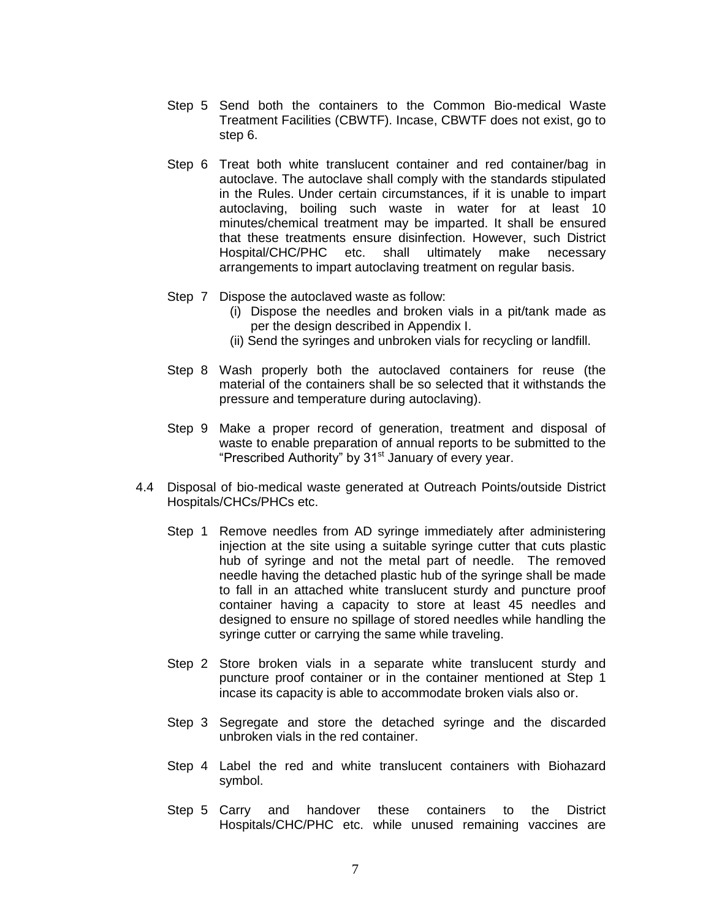Step 5 Send both the containers to the Common Bio-medical Waste Treatment Facilities (CBWTF). Incase, CBWTF does not exist, go to step 6.

Step 6 Treat both white translucent container and red container/bag in autoclave. The autoclave shall comply with the standards stipulated in the Rules. Under certain circumstances, if it is unable to impart autoclaving, boiling such waste in water for at least 10 minutes/chemical treatment may be imparted. It shall be ensured that these treatments ensure disinfection. However, such District Hospital/CHC/PHC etc. shall ultimately make necessary arrangements to impart autoclaving treatment on regular basis.

Step 7 Dispose the autoclaved waste as follow:

(i) Dispose the needles and broken vials in a pit/tank made as per the design described in Appendix I.

(ii) Send the syringes and unbroken vials for recycling or landfill.

Step 8 Wash properly both the autoclaved containers for reuse (the material of the containers shall be so selected that it withstands the pressure and temperature during autoclaving).

Step 9 Make a proper record of generation, treatment and disposal of waste to enable preparation of annual reports to be submitted to the "Prescribed Authority" by 31st January of every year.

4.4 Disposal of bio-medical waste generated at Outreach Points/outside District Hospitals/CHCs/PHCs etc.

Step 1 Remove needles from AD syringe immediately after administering injection at the site using a suitable syringe cutter that cuts plastic hub of syringe and not the metal part of needle. The removed needle having the detached plastic hub of the syringe shall be made to fall in an attached white translucent sturdy and puncture proof container having a capacity to store at least 45 needles and designed to ensure no spillage of stored needles while handling the syringe cutter or carrying the same while traveling.

Step 2 Store broken vials in a separate white translucent sturdy and puncture proof container or in the container mentioned at Step 1 incase its capacity is able to accommodate broken vials also or.

Step 3 Segregate and store the detached syringe and the discarded unbroken vials in the red container.

Step 4 Label the red and white translucent containers with Biohazard symbol.

Step 5 Carry and handover these containers to the District Hospitals/CHC/PHC etc. while unused remaining vaccines are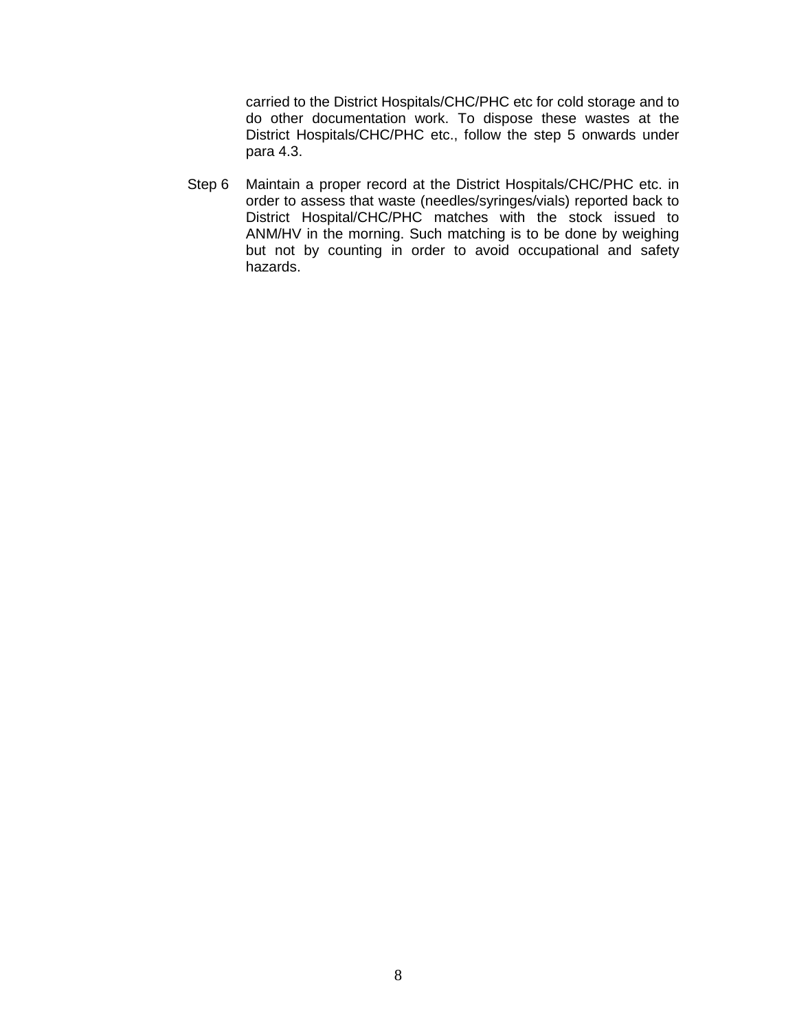carried to the District Hospitals/CHC/PHC etc for cold storage and to do other documentation work. To dispose these wastes at the District Hospitals/CHC/PHC etc., follow the step 5 onwards under para 4.3.

Step 6 Maintain a proper record at the District Hospitals/CHC/PHC etc. in order to assess that waste (needles/syringes/vials) reported back to District Hospital/CHC/PHC matches with the stock issued to ANM/HV in the morning. Such matching is to be done by weighing but not by counting in order to avoid occupational and safety hazards.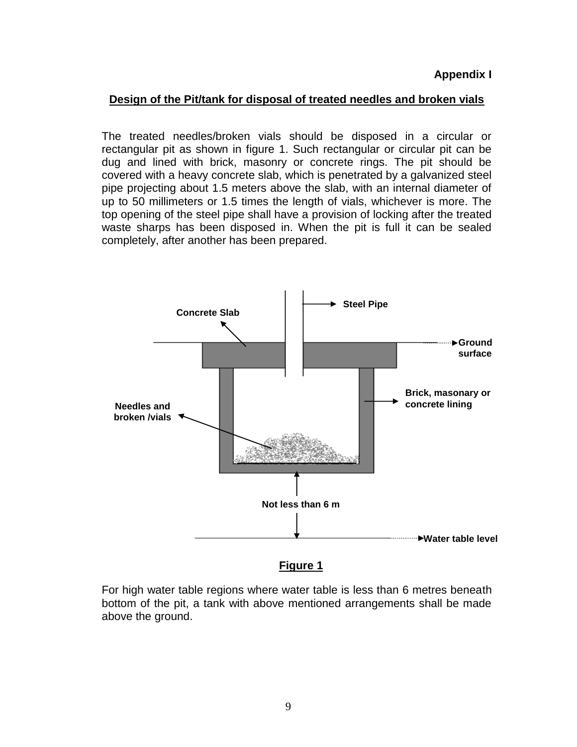**Appendix I**

## Design of the Pit/tank for disposal of treated needles and broken vials

The treated needles/broken vials should be disposed in a circular or rectangular pit as shown in figure 1. Such rectangular or circular pit can be dug and lined with brick, masonry or concrete rings. The pit should be covered with a heavy concrete slab, which is penetrated by a galvanized steel pipe projecting about 1.5 meters above the slab, with an internal diameter of up to 50 millimeters or 1.5 times the length of vials, whichever is more. The top opening of the steel pipe shall have a provision of locking after the treated waste sharps has been disposed in. When the pit is full it can be sealed completely, after another has been prepared.

Steel Pipe

Concrete Slab

Ground surface

Brick, masonary or concrete lining

Needles and broken /vials

Not less than 6 m

Water table level

**Figure 1**

For high water table regions where water table is less than 6 metres beneath bottom of the pit, a tank with above mentioned arrangements shall be made above the ground.